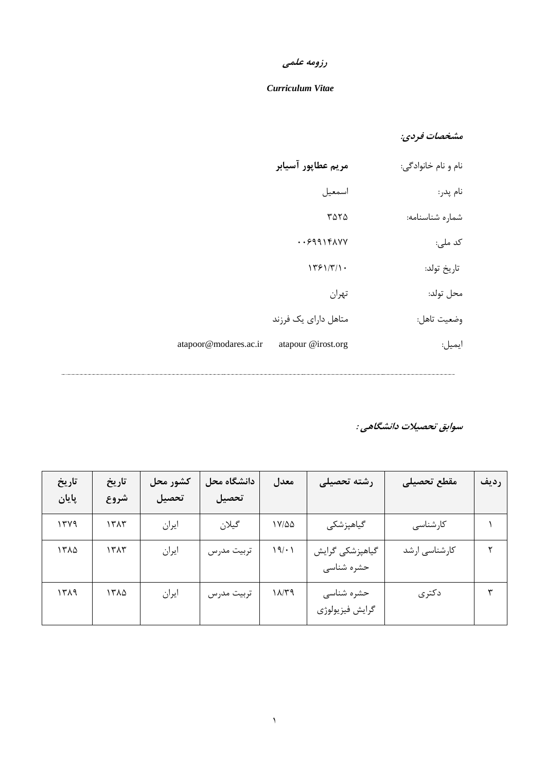# رزومه علمی

***Curriculum Vitae***

***مشخصات فردی:***

نام و نام خانوادگی: **مریم عطاپور آسیابر**

نام پدر: اسمعیل

شماره شناسنامه: ۳۵۲۵

کد ملی: ۰۰۶۹۹۱۴۸۷۷

تاریخ تولد: ۱۳۶۱/۳/۱۰

محل تولد: تهران

وضعیت تاهل: متاهل دارای یک فرزند

ایمیل: atapour @irost.org atapoor@modares.ac.ir

---

***سوابق تحصیلات دانشگاهی :***

| ردیف | مقطع تحصیلی | رشته تحصیلی | معدل | دانشگاه محل تحصیل | کشور محل تحصیل | تاریخ شروع | تاریخ پایان |
|---|---|---|---|---|---|---|---|
| ۱ | کارشناسی | گیاهپزشکی | ۱۷/۵۵ | گیلان | ایران | ۱۳۸۳ | ۱۳۷۹ |
| ۲ | کارشناسی ارشد | گیاهپزشکی گرایش حشره شناسی | ۱۹/۰۱ | تربیت مدرس | ایران | ۱۳۸۳ | ۱۳۸۵ |
| ۳ | دکتری | حشره شناسی گرایش فیزیولوژی | ۱۸/۳۹ | تربیت مدرس | ایران | ۱۳۸۵ | ۱۳۸۹ |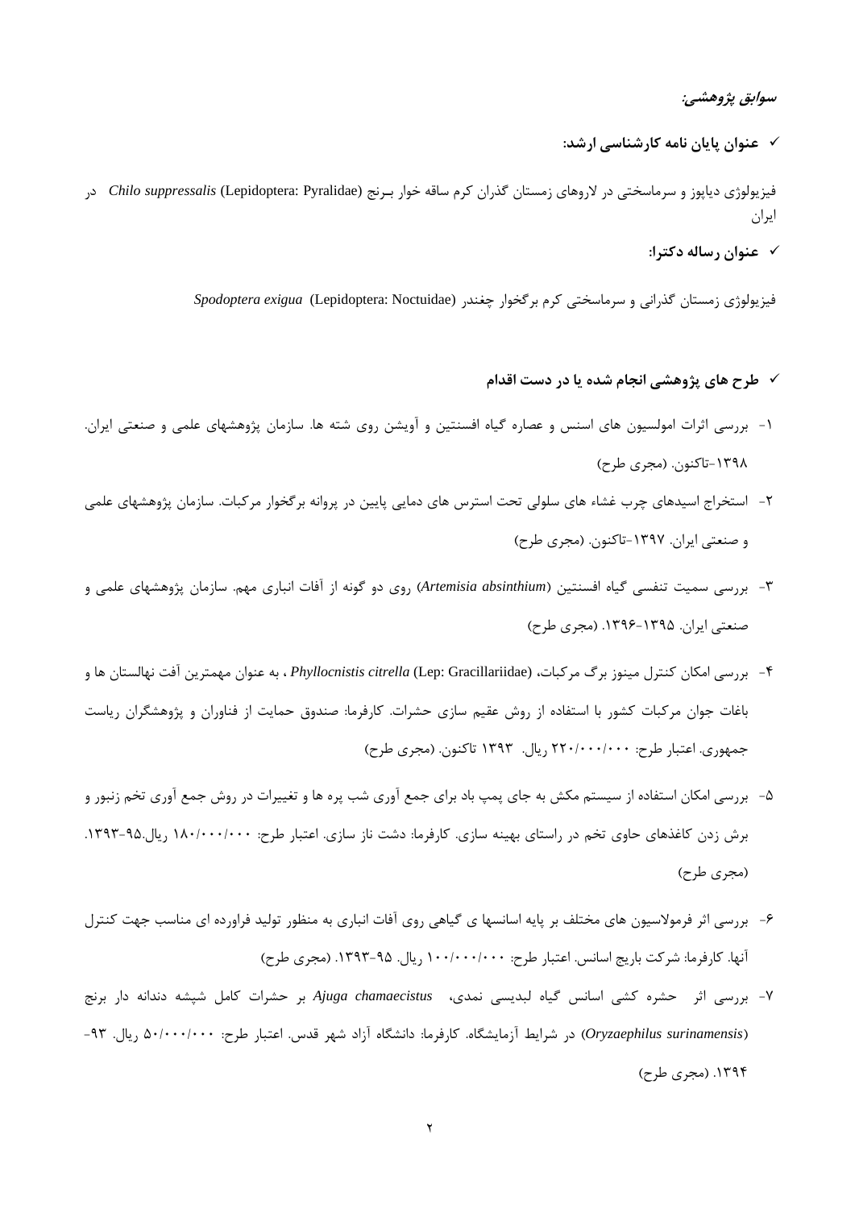***سوابق پژوهشی:***

- ✓ **عنوان پایان نامه کارشناسی ارشد:**

فیزیولوژی دیاپوز و سرماسختی در لاروهای زمستان گذران کرم ساقه خوار برنج *Chilo suppressalis* (Lepidoptera: Pyralidae) در ایران

- ✓ **عنوان رساله دکترا:**

فیزیولوژی زمستان گذرانی و سرماسختی کرم برگخوار چغندر *Spodoptera exigua* (Lepidoptera: Noctuidae)

- ✓ **طرح های پژوهشی انجام شده یا در دست اقدام**

۱- بررسی اثرات امولسیون های اسنس و عصاره گیاه افسنتین و آویشن روی شته ها. سازمان پژوهشهای علمی و صنعتی ایران. ۱۳۹۸-تاکنون. (مجری طرح)

۲- استخراج اسیدهای چرب غشاء های سلولی تحت استرس های دمایی پایین در پروانه برگخوار مرکبات. سازمان پژوهشهای علمی و صنعتی ایران. ۱۳۹۷-تاکنون. (مجری طرح)

۳- بررسی سمیت تنفسی گیاه افسنتین (*Artemisia absinthium*) روی دو گونه از آفات انباری مهم. سازمان پژوهشهای علمی و صنعتی ایران. ۱۳۹۵-۱۳۹۶. (مجری طرح)

۴- بررسی امکان کنترل مینوز برگ مرکبات، *Phyllocnistis citrella* (Lep: Gracillariidae) ، به عنوان مهمترین آفت نهالستان ها و باغات جوان مرکبات کشور با استفاده از روش عقیم سازی حشرات. کارفرما: صندوق حمایت از فناوران و پژوهشگران ریاست جمهوری. اعتبار طرح: ۲۲۰/۰۰۰/۰۰۰ ریال. ۱۳۹۳ تاکنون. (مجری طرح)

۵- بررسی امکان استفاده از سیستم مکش به جای پمپ باد برای جمع آوری شب پره ها و تغییرات در روش جمع آوری تخم زنبور و برش زدن کاغذهای حاوی تخم در راستای بهینه سازی. کارفرما: دشت ناز سازی. اعتبار طرح: ۱۸۰/۰۰۰/۰۰۰ ریال.۹۵-۱۳۹۳. (مجری طرح)

۶- بررسی اثر فرمولاسیون های مختلف بر پایه اسانسها ی گیاهی روی آفات انباری به منظور تولید فراورده ای مناسب جهت کنترل آنها. کارفرما: شرکت باریج اسانس. اعتبار طرح: ۱۰۰/۰۰۰/۰۰۰ ریال. ۹۵-۱۳۹۳. (مجری طرح)

۷- بررسی اثر حشره کشی اسانس گیاه لبدیسی نمدی، *Ajuga chamaecistus* بر حشرات کامل شپشه دندانه دار برنج (*Oryzaephilus surinamensis*) در شرایط آزمایشگاه. کارفرما: دانشگاه آزاد شهر قدس. اعتبار طرح: ۵۰/۰۰۰/۰۰۰ ریال. ۹۳-۱۳۹۴. (مجری طرح)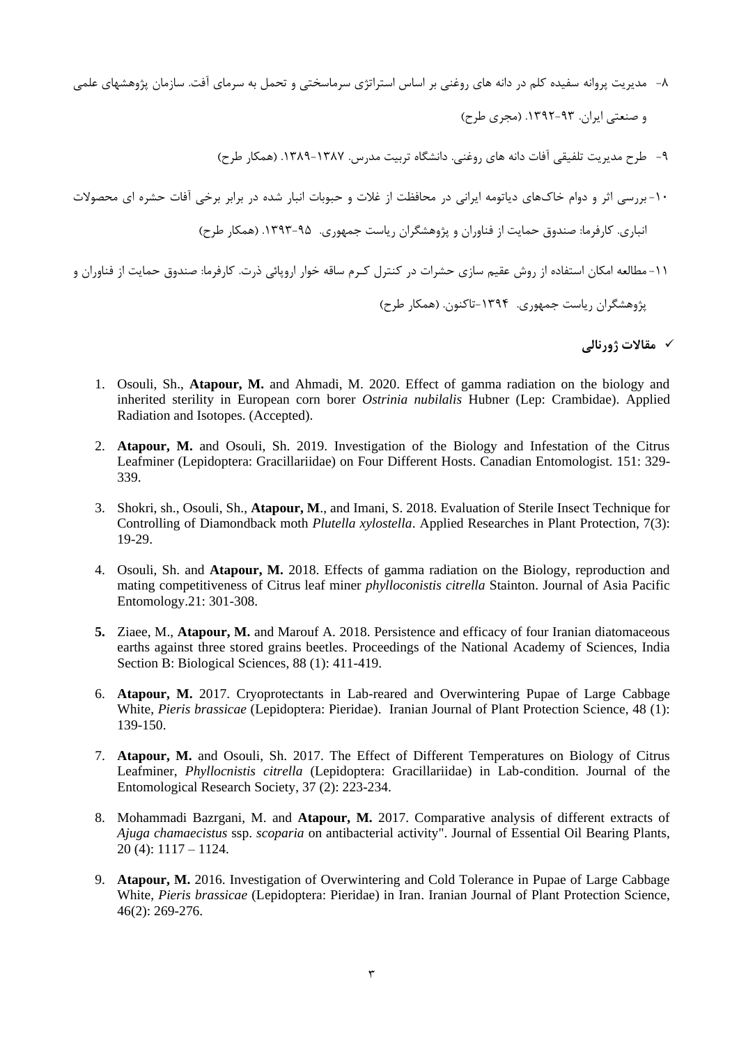۸- مدیریت پروانه سفیده کلم در دانه های روغنی بر اساس استراتژی سرماسختی و تحمل به سرمای آفت. سازمان پژوهشهای علمی و صنعتی ایران. ۹۳-۱۳۹۲. (مجری طرح)

۹- طرح مدیریت تلفیقی آفات دانه های روغنی. دانشگاه تربیت مدرس. ۱۳۸۷-۱۳۸۹. (همکار طرح)

۱۰- بررسی اثر و دوام خاک‌های دیاتومه ایرانی در محافظت از غلات و حبوبات انبار شده در برابر برخی آفات حشره ای محصولات انباری. کارفرما: صندوق حمایت از فناوران و پژوهشگران ریاست جمهوری. ۹۵-۱۳۹۳. (همکار طرح)

۱۱- مطالعه امکان استفاده از روش عقیم سازی حشرات در کنترل کرم ساقه خوار اروپائی ذرت. کارفرما: صندوق حمایت از فناوران و پژوهشگران ریاست جمهوری. ۱۳۹۴-تاکنون. (همکار طرح)

### ✓ مقالات ژورنالی

1. Osouli, Sh., **Atapour, M.** and Ahmadi, M. 2020. Effect of gamma radiation on the biology and inherited sterility in European corn borer *Ostrinia nubilalis* Hubner (Lep: Crambidae). Applied Radiation and Isotopes. (Accepted).

2. **Atapour, M.** and Osouli, Sh. 2019. Investigation of the Biology and Infestation of the Citrus Leafminer (Lepidoptera: Gracillariidae) on Four Different Hosts. Canadian Entomologist. 151: 329-339.

3. Shokri, sh., Osouli, Sh., **Atapour, M**., and Imani, S. 2018. Evaluation of Sterile Insect Technique for Controlling of Diamondback moth *Plutella xylostella*. Applied Researches in Plant Protection, 7(3): 19-29.

4. Osouli, Sh. and **Atapour, M.** 2018. Effects of gamma radiation on the Biology, reproduction and mating competitiveness of Citrus leaf miner *phylloconistis citrella* Stainton. Journal of Asia Pacific Entomology.21: 301-308.

5. Ziaee, M., **Atapour, M.** and Marouf A. 2018. Persistence and efficacy of four Iranian diatomaceous earths against three stored grains beetles. Proceedings of the National Academy of Sciences, India Section B: Biological Sciences, 88 (1): 411-419.

6. **Atapour, M.** 2017. Cryoprotectants in Lab-reared and Overwintering Pupae of Large Cabbage White, *Pieris brassicae* (Lepidoptera: Pieridae). Iranian Journal of Plant Protection Science, 48 (1): 139-150.

7. **Atapour, M.** and Osouli, Sh. 2017. The Effect of Different Temperatures on Biology of Citrus Leafminer, *Phyllocnistis citrella* (Lepidoptera: Gracillariidae) in Lab-condition. Journal of the Entomological Research Society, 37 (2): 223-234.

8. Mohammadi Bazrgani, M. and **Atapour, M.** 2017. Comparative analysis of different extracts of *Ajuga chamaecistus* ssp. *scoparia* on antibacterial activity". Journal of Essential Oil Bearing Plants, 20 (4): 1117 – 1124.

9. **Atapour, M.** 2016. Investigation of Overwintering and Cold Tolerance in Pupae of Large Cabbage White, *Pieris brassicae* (Lepidoptera: Pieridae) in Iran. Iranian Journal of Plant Protection Science, 46(2): 269-276.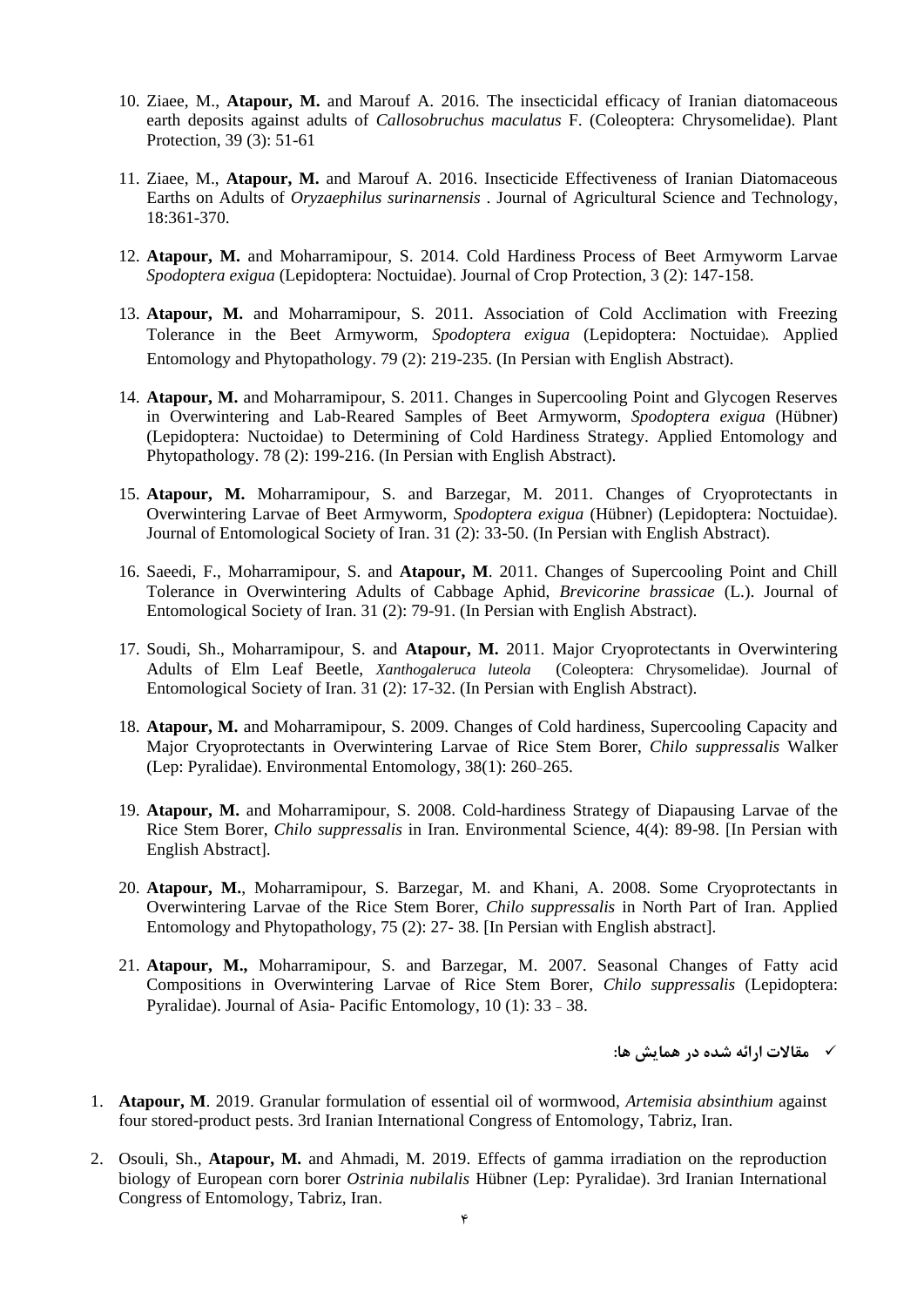10. Ziaee, M., **Atapour, M.** and Marouf A. 2016. The insecticidal efficacy of Iranian diatomaceous earth deposits against adults of *Callosobruchus maculatus* F. (Coleoptera: Chrysomelidae). Plant Protection, 39 (3): 51-61

11. Ziaee, M., **Atapour, M.** and Marouf A. 2016. Insecticide Effectiveness of Iranian Diatomaceous Earths on Adults of *Oryzaephilus surinarnensis* . Journal of Agricultural Science and Technology, 18:361-370.

12. **Atapour, M.** and Moharramipour, S. 2014. Cold Hardiness Process of Beet Armyworm Larvae *Spodoptera exigua* (Lepidoptera: Noctuidae). Journal of Crop Protection, 3 (2): 147-158.

13. **Atapour, M.** and Moharramipour, S. 2011. Association of Cold Acclimation with Freezing Tolerance in the Beet Armyworm, *Spodoptera exigua* (Lepidoptera: Noctuidae). Applied Entomology and Phytopathology. 79 (2): 219-235. (In Persian with English Abstract).

14. **Atapour, M.** and Moharramipour, S. 2011. Changes in Supercooling Point and Glycogen Reserves in Overwintering and Lab-Reared Samples of Beet Armyworm, *Spodoptera exigua* (Hübner) (Lepidoptera: Nuctoidae) to Determining of Cold Hardiness Strategy. Applied Entomology and Phytopathology. 78 (2): 199-216. (In Persian with English Abstract).

15. **Atapour, M.** Moharramipour, S. and Barzegar, M. 2011. Changes of Cryoprotectants in Overwintering Larvae of Beet Armyworm, *Spodoptera exigua* (Hübner) (Lepidoptera: Noctuidae). Journal of Entomological Society of Iran. 31 (2): 33-50. (In Persian with English Abstract).

16. Saeedi, F., Moharramipour, S. and **Atapour, M**. 2011. Changes of Supercooling Point and Chill Tolerance in Overwintering Adults of Cabbage Aphid, *Brevicorine brassicae* (L.). Journal of Entomological Society of Iran. 31 (2): 79-91. (In Persian with English Abstract).

17. Soudi, Sh., Moharramipour, S. and **Atapour, M.** 2011. Major Cryoprotectants in Overwintering Adults of Elm Leaf Beetle, *Xanthogaleruca luteola* (Coleoptera: Chrysomelidae). Journal of Entomological Society of Iran. 31 (2): 17-32. (In Persian with English Abstract).

18. **Atapour, M.** and Moharramipour, S. 2009. Changes of Cold hardiness, Supercooling Capacity and Major Cryoprotectants in Overwintering Larvae of Rice Stem Borer, *Chilo suppressalis* Walker (Lep: Pyralidae). Environmental Entomology, 38(1): 260–265.

19. **Atapour, M.** and Moharramipour, S. 2008. Cold-hardiness Strategy of Diapausing Larvae of the Rice Stem Borer, *Chilo suppressalis* in Iran. Environmental Science, 4(4): 89-98. [In Persian with English Abstract].

20. **Atapour, M.**, Moharramipour, S. Barzegar, M. and Khani, A. 2008. Some Cryoprotectants in Overwintering Larvae of the Rice Stem Borer, *Chilo suppressalis* in North Part of Iran. Applied Entomology and Phytopathology, 75 (2): 27- 38. [In Persian with English abstract].

21. **Atapour, M.,** Moharramipour, S. and Barzegar, M. 2007. Seasonal Changes of Fatty acid Compositions in Overwintering Larvae of Rice Stem Borer, *Chilo suppressalis* (Lepidoptera: Pyralidae). Journal of Asia- Pacific Entomology, 10 (1): 33 – 38.

✓ **مقالات ارائه شده در همایش ها:**

1. **Atapour, M**. 2019. Granular formulation of essential oil of wormwood, *Artemisia absinthium* against four stored-product pests. 3rd Iranian International Congress of Entomology, Tabriz, Iran.

2. Osouli, Sh., **Atapour, M.** and Ahmadi, M. 2019. Effects of gamma irradiation on the reproduction biology of European corn borer *Ostrinia nubilalis* Hübner (Lep: Pyralidae). 3rd Iranian International Congress of Entomology, Tabriz, Iran.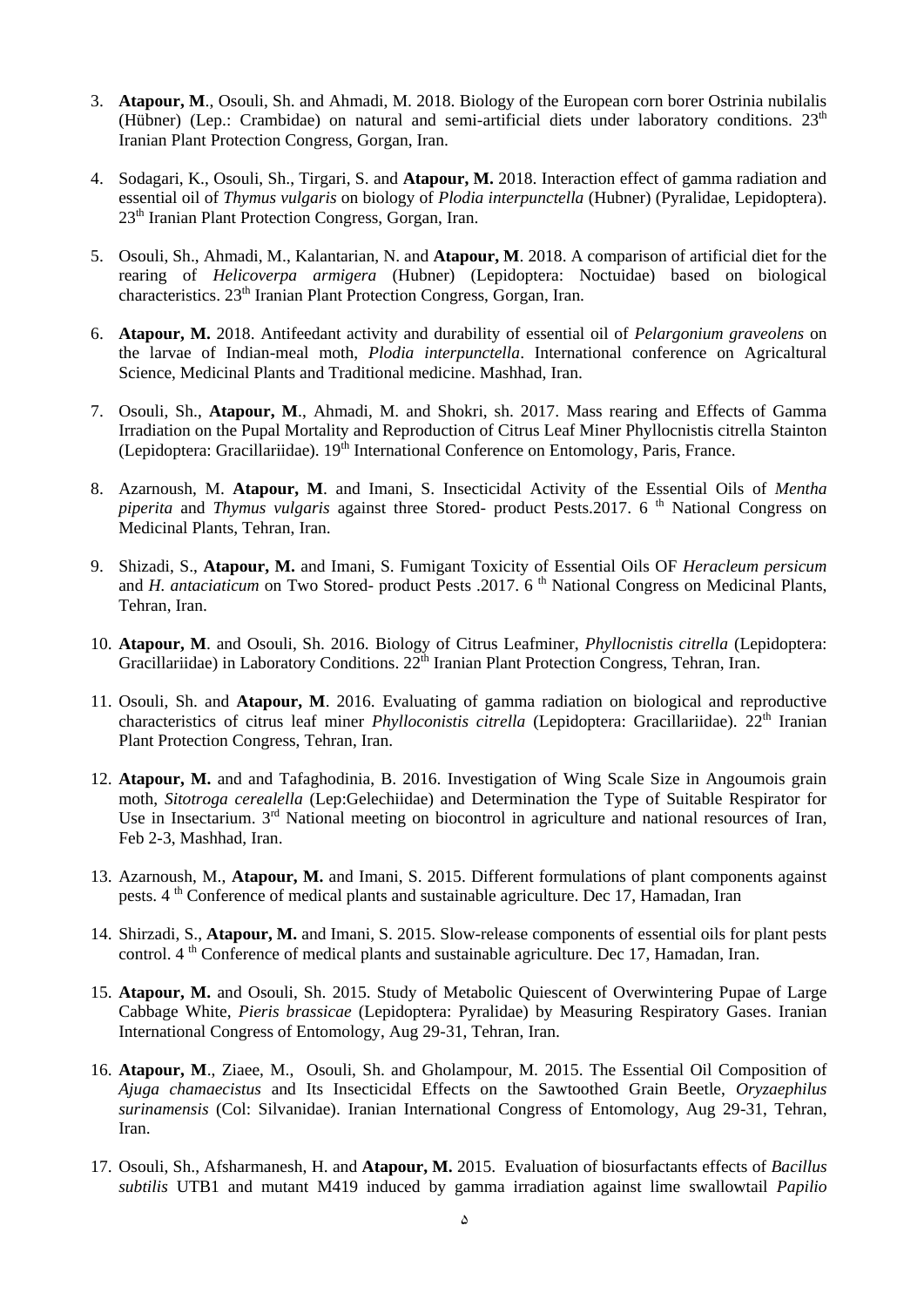3. **Atapour, M**., Osouli, Sh. and Ahmadi, M. 2018. Biology of the European corn borer Ostrinia nubilalis (Hübner) (Lep.: Crambidae) on natural and semi-artificial diets under laboratory conditions. 23th Iranian Plant Protection Congress, Gorgan, Iran.

4. Sodagari, K., Osouli, Sh., Tirgari, S. and **Atapour, M.** 2018. Interaction effect of gamma radiation and essential oil of *Thymus vulgaris* on biology of *Plodia interpunctella* (Hubner) (Pyralidae, Lepidoptera). 23th Iranian Plant Protection Congress, Gorgan, Iran.

5. Osouli, Sh., Ahmadi, M., Kalantarian, N. and **Atapour, M**. 2018. A comparison of artificial diet for the rearing of *Helicoverpa armigera* (Hubner) (Lepidoptera: Noctuidae) based on biological characteristics. 23th Iranian Plant Protection Congress, Gorgan, Iran.

6. **Atapour, M.** 2018. Antifeedant activity and durability of essential oil of *Pelargonium graveolens* on the larvae of Indian-meal moth, *Plodia interpunctella*. International conference on Agricaltural Science, Medicinal Plants and Traditional medicine. Mashhad, Iran.

7. Osouli, Sh., **Atapour, M**., Ahmadi, M. and Shokri, sh. 2017. Mass rearing and Effects of Gamma Irradiation on the Pupal Mortality and Reproduction of Citrus Leaf Miner Phyllocnistis citrella Stainton (Lepidoptera: Gracillariidae). 19th International Conference on Entomology, Paris, France.

8. Azarnoush, M. **Atapour, M**. and Imani, S. Insecticidal Activity of the Essential Oils of *Mentha piperita* and *Thymus vulgaris* against three Stored- product Pests.2017. 6 th National Congress on Medicinal Plants, Tehran, Iran.

9. Shizadi, S., **Atapour, M.** and Imani, S. Fumigant Toxicity of Essential Oils OF *Heracleum persicum* and *H. antaciaticum* on Two Stored- product Pests .2017. 6 th National Congress on Medicinal Plants, Tehran, Iran.

10. **Atapour, M**. and Osouli, Sh. 2016. Biology of Citrus Leafminer, *Phyllocnistis citrella* (Lepidoptera: Gracillariidae) in Laboratory Conditions. 22th Iranian Plant Protection Congress, Tehran, Iran.

11. Osouli, Sh. and **Atapour, M**. 2016. Evaluating of gamma radiation on biological and reproductive characteristics of citrus leaf miner *Phylloconistis citrella* (Lepidoptera: Gracillariidae). 22th Iranian Plant Protection Congress, Tehran, Iran.

12. **Atapour, M.** and and Tafaghodinia, B. 2016. Investigation of Wing Scale Size in Angoumois grain moth, *Sitotroga cerealella* (Lep:Gelechiidae) and Determination the Type of Suitable Respirator for Use in Insectarium. 3rd National meeting on biocontrol in agriculture and national resources of Iran, Feb 2-3, Mashhad, Iran.

13. Azarnoush, M., **Atapour, M.** and Imani, S. 2015. Different formulations of plant components against pests. 4 th Conference of medical plants and sustainable agriculture. Dec 17, Hamadan, Iran

14. Shirzadi, S., **Atapour, M.** and Imani, S. 2015. Slow-release components of essential oils for plant pests control. 4 th Conference of medical plants and sustainable agriculture. Dec 17, Hamadan, Iran.

15. **Atapour, M.** and Osouli, Sh. 2015. Study of Metabolic Quiescent of Overwintering Pupae of Large Cabbage White, *Pieris brassicae* (Lepidoptera: Pyralidae) by Measuring Respiratory Gases. Iranian International Congress of Entomology, Aug 29-31, Tehran, Iran.

16. **Atapour, M**., Ziaee, M., Osouli, Sh. and Gholampour, M. 2015. The Essential Oil Composition of *Ajuga chamaecistus* and Its Insecticidal Effects on the Sawtoothed Grain Beetle, *Oryzaephilus surinamensis* (Col: Silvanidae). Iranian International Congress of Entomology, Aug 29-31, Tehran, Iran.

17. Osouli, Sh., Afsharmanesh, H. and **Atapour, M.** 2015. Evaluation of biosurfactants effects of *Bacillus subtilis* UTB1 and mutant M419 induced by gamma irradiation against lime swallowtail *Papilio*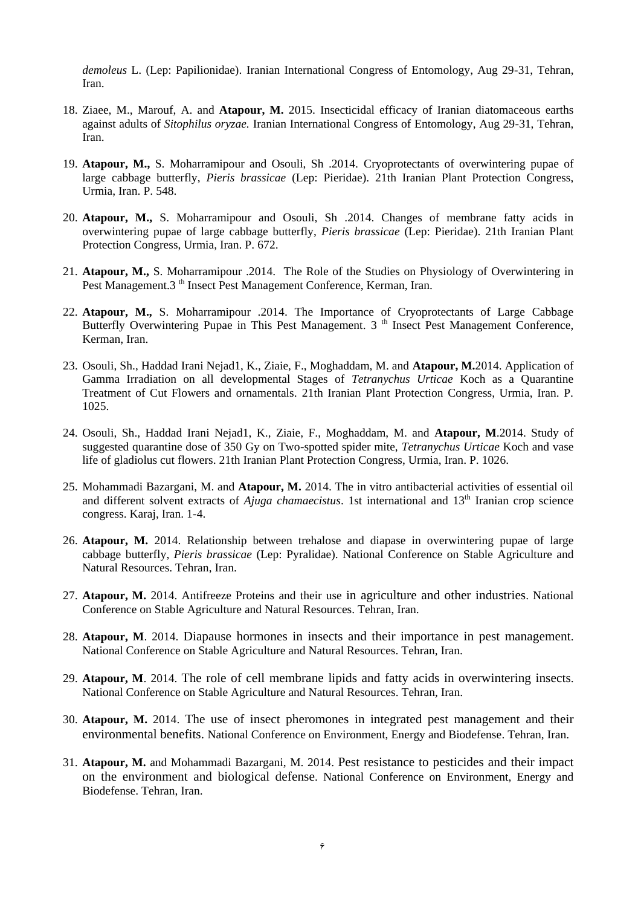*demoleus* L. (Lep: Papilionidae). Iranian International Congress of Entomology, Aug 29-31, Tehran, Iran.

18. Ziaee, M., Marouf, A. and **Atapour, M.** 2015. Insecticidal efficacy of Iranian diatomaceous earths against adults of *Sitophilus oryzae.* Iranian International Congress of Entomology, Aug 29-31, Tehran, Iran.

19. **Atapour, M.,** S. Moharramipour and Osouli, Sh .2014. Cryoprotectants of overwintering pupae of large cabbage butterfly, *Pieris brassicae* (Lep: Pieridae). 21th Iranian Plant Protection Congress, Urmia, Iran. P. 548.

20. **Atapour, M.,** S. Moharramipour and Osouli, Sh .2014. Changes of membrane fatty acids in overwintering pupae of large cabbage butterfly, *Pieris brassicae* (Lep: Pieridae). 21th Iranian Plant Protection Congress, Urmia, Iran. P. 672.

21. **Atapour, M.,** S. Moharramipour .2014. The Role of the Studies on Physiology of Overwintering in Pest Management.3 th Insect Pest Management Conference, Kerman, Iran.

22. **Atapour, M.,** S. Moharramipour .2014. The Importance of Cryoprotectants of Large Cabbage Butterfly Overwintering Pupae in This Pest Management. 3 th Insect Pest Management Conference, Kerman, Iran.

23. Osouli, Sh., Haddad Irani Nejad1, K., Ziaie, F., Moghaddam, M. and **Atapour, M.**2014. Application of Gamma Irradiation on all developmental Stages of *Tetranychus Urticae* Koch as a Quarantine Treatment of Cut Flowers and ornamentals. 21th Iranian Plant Protection Congress, Urmia, Iran. P. 1025.

24. Osouli, Sh., Haddad Irani Nejad1, K., Ziaie, F., Moghaddam, M. and **Atapour, M**.2014. Study of suggested quarantine dose of 350 Gy on Two-spotted spider mite, *Tetranychus Urticae* Koch and vase life of gladiolus cut flowers. 21th Iranian Plant Protection Congress, Urmia, Iran. P. 1026.

25. Mohammadi Bazargani, M. and **Atapour, M.** 2014. The in vitro antibacterial activities of essential oil and different solvent extracts of *Ajuga chamaecistus*. 1st international and 13th Iranian crop science congress. Karaj, Iran. 1-4.

26. **Atapour, M.** 2014. Relationship between trehalose and diapase in overwintering pupae of large cabbage butterfly, *Pieris brassicae* (Lep: Pyralidae). National Conference on Stable Agriculture and Natural Resources. Tehran, Iran.

27. **Atapour, M.** 2014. Antifreeze Proteins and their use in agriculture and other industries. National Conference on Stable Agriculture and Natural Resources. Tehran, Iran.

28. **Atapour, M**. 2014. Diapause hormones in insects and their importance in pest management. National Conference on Stable Agriculture and Natural Resources. Tehran, Iran.

29. **Atapour, M**. 2014. The role of cell membrane lipids and fatty acids in overwintering insects. National Conference on Stable Agriculture and Natural Resources. Tehran, Iran.

30. **Atapour, M.** 2014. The use of insect pheromones in integrated pest management and their environmental benefits. National Conference on Environment, Energy and Biodefense. Tehran, Iran.

31. **Atapour, M.** and Mohammadi Bazargani, M. 2014. Pest resistance to pesticides and their impact on the environment and biological defense. National Conference on Environment, Energy and Biodefense. Tehran, Iran.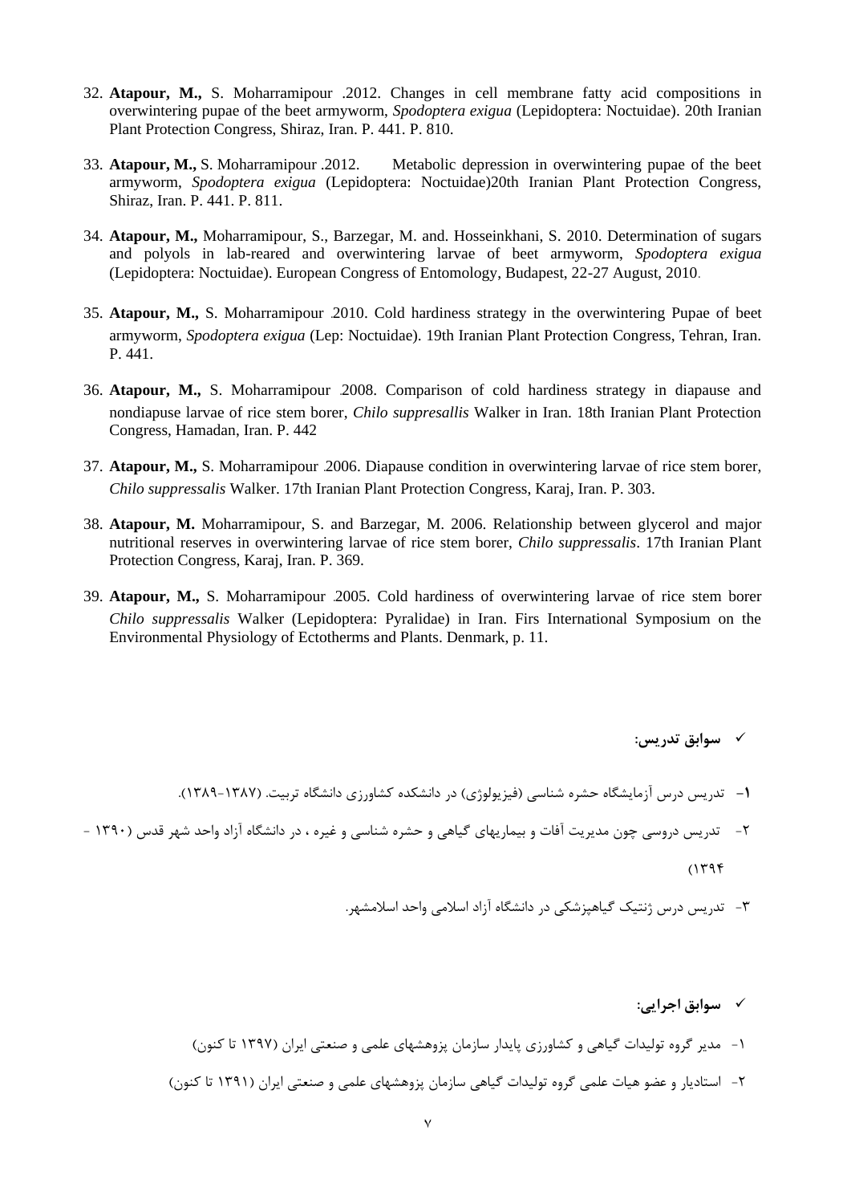32. **Atapour, M.,** S. Moharramipour .2012. Changes in cell membrane fatty acid compositions in overwintering pupae of the beet armyworm, *Spodoptera exigua* (Lepidoptera: Noctuidae). 20th Iranian Plant Protection Congress, Shiraz, Iran. P. 441. P. 810.

33. **Atapour, M.,** S. Moharramipour .2012. Metabolic depression in overwintering pupae of the beet armyworm, *Spodoptera exigua* (Lepidoptera: Noctuidae)20th Iranian Plant Protection Congress, Shiraz, Iran. P. 441. P. 811.

34. **Atapour, M.,** Moharramipour, S., Barzegar, M. and. Hosseinkhani, S. 2010. Determination of sugars and polyols in lab-reared and overwintering larvae of beet armyworm, *Spodoptera exigua* (Lepidoptera: Noctuidae). European Congress of Entomology, Budapest, 22-27 August, 2010.

35. **Atapour, M.,** S. Moharramipour .2010. Cold hardiness strategy in the overwintering Pupae of beet armyworm, *Spodoptera exigua* (Lep: Noctuidae). 19th Iranian Plant Protection Congress, Tehran, Iran. P. 441.

36. **Atapour, M.,** S. Moharramipour .2008. Comparison of cold hardiness strategy in diapause and nondiapuse larvae of rice stem borer, *Chilo suppresallis* Walker in Iran. 18th Iranian Plant Protection Congress, Hamadan, Iran. P. 442

37. **Atapour, M.,** S. Moharramipour .2006. Diapause condition in overwintering larvae of rice stem borer, *Chilo suppressalis* Walker. 17th Iranian Plant Protection Congress, Karaj, Iran. P. 303.

38. **Atapour, M.** Moharramipour, S. and Barzegar, M. 2006. Relationship between glycerol and major nutritional reserves in overwintering larvae of rice stem borer, *Chilo suppressalis*. 17th Iranian Plant Protection Congress, Karaj, Iran. P. 369.

39. **Atapour, M.,** S. Moharramipour .2005. Cold hardiness of overwintering larvae of rice stem borer *Chilo suppressalis* Walker (Lepidoptera: Pyralidae) in Iran. Firs International Symposium on the Environmental Physiology of Ectotherms and Plants. Denmark, p. 11.

- **سوابق تدریس:**

**۱-** تدریس درس آزمایشگاه حشره شناسی (فیزیولوژی) در دانشکده کشاورزی دانشگاه تربیت. (۱۳۸۷-۱۳۸۹).

۲- تدریس دروسی چون مدیریت آفات و بیماریهای گیاهی و حشره شناسی و غیره ، در دانشگاه آزاد واحد شهر قدس (۱۳۹۰ - ۱۳۹۴)

۳- تدریس درس ژنتیک گیاهپزشکی در دانشگاه آزاد اسلامی واحد اسلامشهر.

- **سوابق اجرایی:**

۱- مدیر گروه تولیدات گیاهی و کشاورزی پایدار سازمان پزوهشهای علمی و صنعتی ایران (۱۳۹۷ تا کنون)

۲- استادیار و عضو هیات علمی گروه تولیدات گیاهی سازمان پزوهشهای علمی و صنعتی ایران (۱۳۹۱ تا کنون)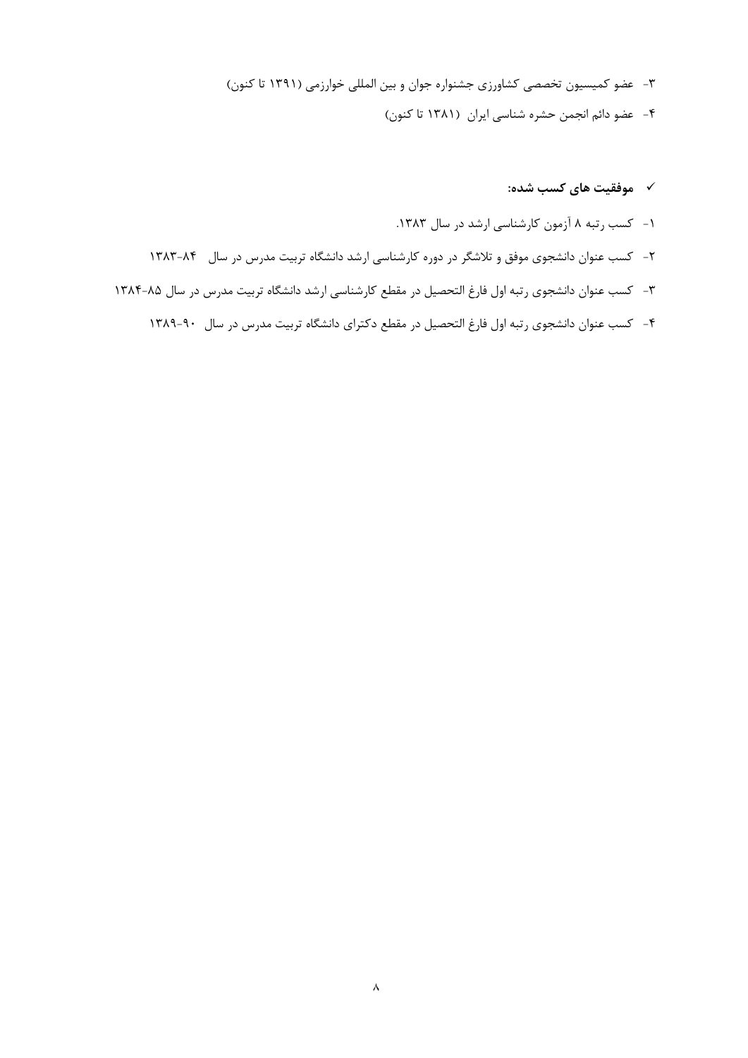۳- عضو کمیسیون تخصصی کشاورزی جشنواره جوان و بین المللی خوارزمی (۱۳۹۱ تا کنون)

۴- عضو دائم انجمن حشره شناسی ایران (۱۳۸۱ تا کنون)

### ✓ موفقیت های کسب شده:

۱- کسب رتبه ۸ آزمون کارشناسی ارشد در سال ۱۳۸۳.

۲- کسب عنوان دانشجوی موفق و تلاشگر در دوره کارشناسی ارشد دانشگاه تربیت مدرس در سال ۸۴-۱۳۸۳

۳- کسب عنوان دانشجوی رتبه اول فارغ التحصیل در مقطع کارشناسی ارشد دانشگاه تربیت مدرس در سال ۸۵-۱۳۸۴

۴- کسب عنوان دانشجوی رتبه اول فارغ التحصیل در مقطع دکترای دانشگاه تربیت مدرس در سال ۹۰-۱۳۸۹